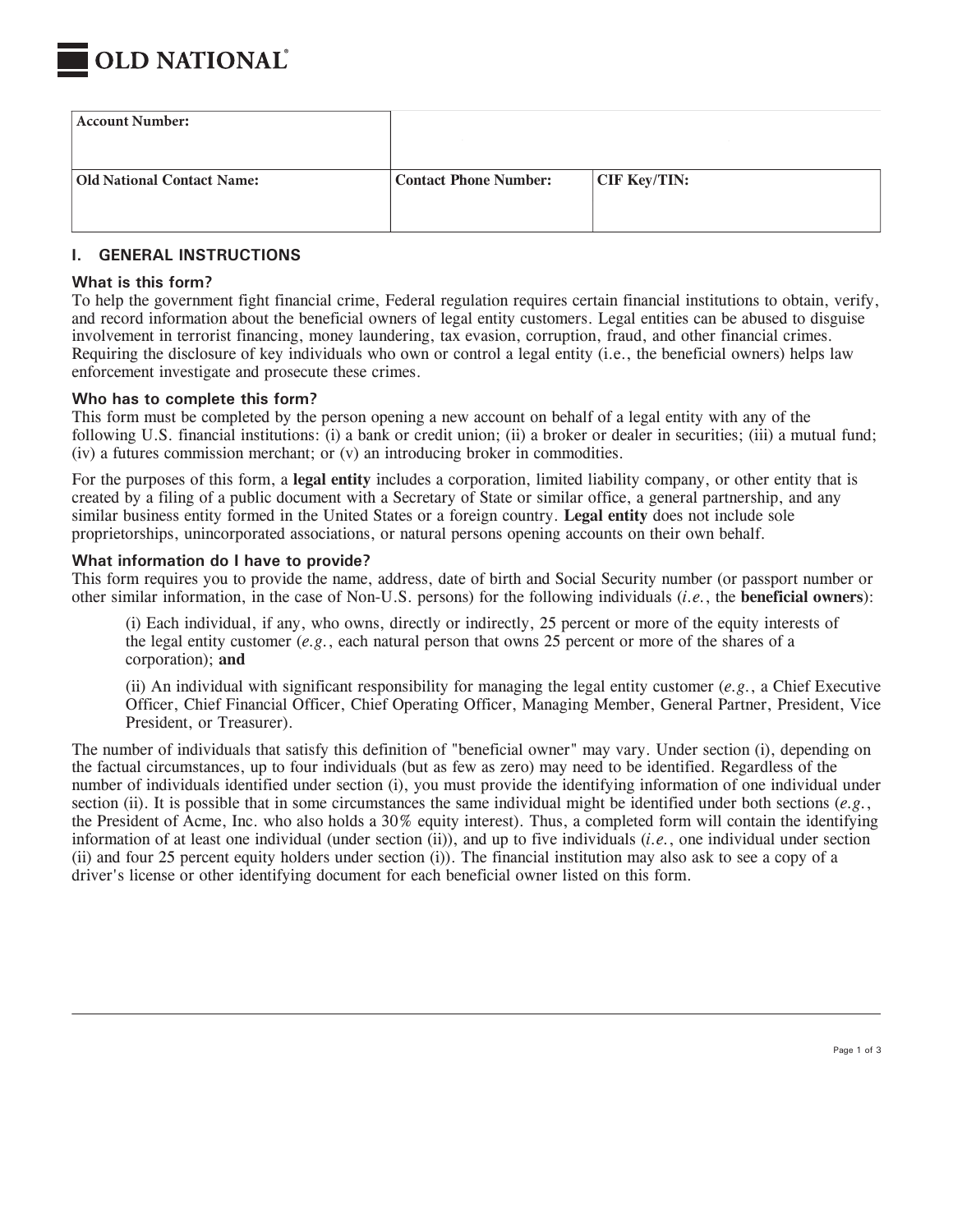**OLD NATIONAL®**

| Account Number: | | |
|---|---|---|
| **Old National Contact Name:** | **Contact Phone Number:** | **CIF Key/TIN:** |
| | | |

## I. GENERAL INSTRUCTIONS

### What is this form?

To help the government fight financial crime, Federal regulation requires certain financial institutions to obtain, verify, and record information about the beneficial owners of legal entity customers. Legal entities can be abused to disguise involvement in terrorist financing, money laundering, tax evasion, corruption, fraud, and other financial crimes. Requiring the disclosure of key individuals who own or control a legal entity (i.e., the beneficial owners) helps law enforcement investigate and prosecute these crimes.

### Who has to complete this form?

This form must be completed by the person opening a new account on behalf of a legal entity with any of the following U.S. financial institutions: (i) a bank or credit union; (ii) a broker or dealer in securities; (iii) a mutual fund; (iv) a futures commission merchant; or (v) an introducing broker in commodities.

For the purposes of this form, a **legal entity** includes a corporation, limited liability company, or other entity that is created by a filing of a public document with a Secretary of State or similar office, a general partnership, and any similar business entity formed in the United States or a foreign country. **Legal entity** does not include sole proprietorships, unincorporated associations, or natural persons opening accounts on their own behalf.

### What information do I have to provide?

This form requires you to provide the name, address, date of birth and Social Security number (or passport number or other similar information, in the case of Non-U.S. persons) for the following individuals (*i.e.*, the **beneficial owners**):

> (i) Each individual, if any, who owns, directly or indirectly, 25 percent or more of the equity interests of the legal entity customer (*e.g.*, each natural person that owns 25 percent or more of the shares of a corporation); **and**
>
> (ii) An individual with significant responsibility for managing the legal entity customer (*e.g.*, a Chief Executive Officer, Chief Financial Officer, Chief Operating Officer, Managing Member, General Partner, President, Vice President, or Treasurer).

The number of individuals that satisfy this definition of "beneficial owner" may vary. Under section (i), depending on the factual circumstances, up to four individuals (but as few as zero) may need to be identified. Regardless of the number of individuals identified under section (i), you must provide the identifying information of one individual under section (ii). It is possible that in some circumstances the same individual might be identified under both sections (*e.g.*, the President of Acme, Inc. who also holds a 30% equity interest). Thus, a completed form will contain the identifying information of at least one individual (under section (ii)), and up to five individuals (*i.e.*, one individual under section (ii) and four 25 percent equity holders under section (i)). The financial institution may also ask to see a copy of a driver's license or other identifying document for each beneficial owner listed on this form.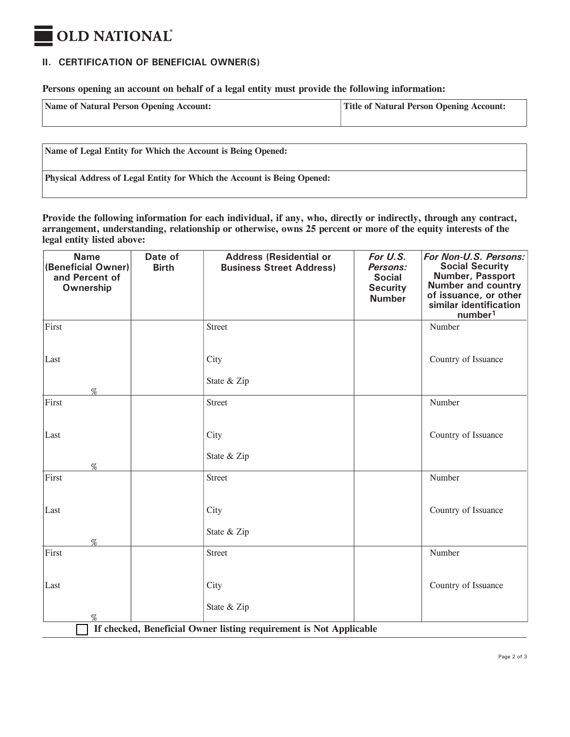OLD NATIONAL®

## II. CERTIFICATION OF BENEFICIAL OWNER(S)

**Persons opening an account on behalf of a legal entity must provide the following information:**

| Name of Natural Person Opening Account: | Title of Natural Person Opening Account: |
|---|---|
| | |

| Name of Legal Entity for Which the Account is Being Opened: |
|---|
| |
| **Physical Address of Legal Entity for Which the Account is Being Opened:** |
| |

**Provide the following information for each individual, if any, who, directly or indirectly, through any contract, arrangement, understanding, relationship or otherwise, owns 25 percent or more of the equity interests of the legal entity listed above:**

| Name (Beneficial Owner) and Percent of Ownership | Date of Birth | Address (Residential or Business Street Address) | *For U.S. Persons:* Social Security Number | *For Non-U.S. Persons:* Social Security Number, Passport Number and country of issuance, or other similar identification number[1] |
|---|---|---|---|---|
| First<br><br>Last<br><br>% | | Street<br><br>City<br><br>State & Zip | | Number<br><br>Country of Issuance |
| First<br><br>Last<br><br>% | | Street<br><br>City<br><br>State & Zip | | Number<br><br>Country of Issuance |
| First<br><br>Last<br><br>% | | Street<br><br>City<br><br>State & Zip | | Number<br><br>Country of Issuance |
| First<br><br>Last<br><br>% | | Street<br><br>City<br><br>State & Zip | | Number<br><br>Country of Issuance |

☐ **If checked, Beneficial Owner listing requirement is Not Applicable**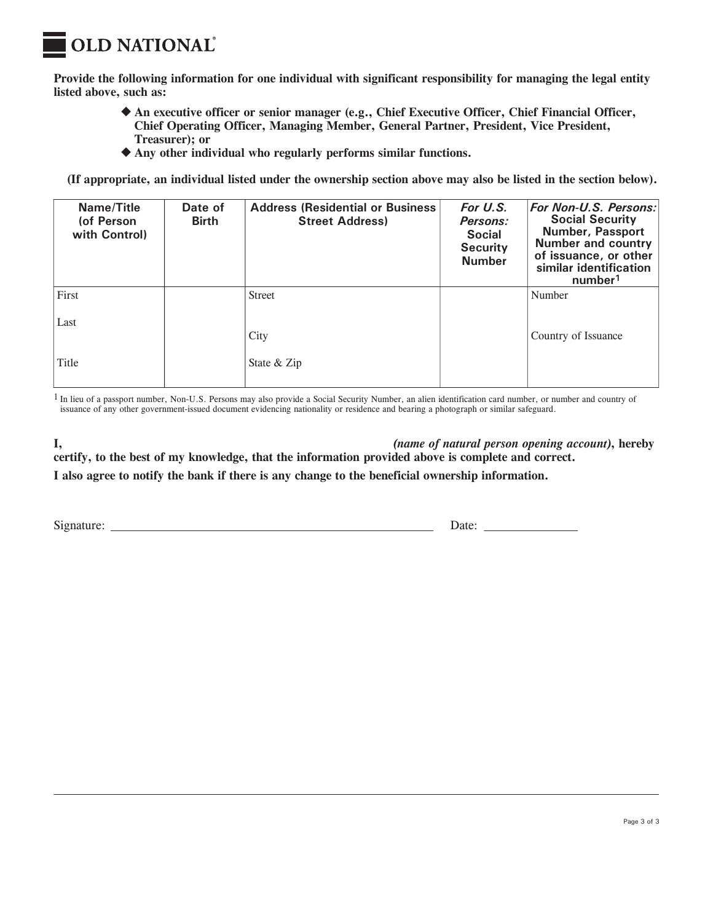**OLD NATIONAL®**

**Provide the following information for one individual with significant responsibility for managing the legal entity listed above, such as:**

- **An executive officer or senior manager (e.g., Chief Executive Officer, Chief Financial Officer, Chief Operating Officer, Managing Member, General Partner, President, Vice President, Treasurer); or**
- **Any other individual who regularly performs similar functions.**

**(If appropriate, an individual listed under the ownership section above may also be listed in the section below).**

| Name/Title (of Person with Control) | Date of Birth | Address (Residential or Business Street Address) | *For U.S. Persons:* Social Security Number | *For Non-U.S. Persons:* Social Security Number, Passport Number and country of issuance, or other similar identification number[1] |
|---|---|---|---|---|
| First<br><br>Last<br><br>Title | | Street<br><br>City<br><br>State & Zip | | Number<br><br>Country of Issuance |

[1] In lieu of a passport number, Non-U.S. Persons may also provide a Social Security Number, an alien identification card number, or number and country of issuance of any other government-issued document evidencing nationality or residence and bearing a photograph or similar safeguard.

**I, ____________________ *(name of natural person opening account)*, hereby certify, to the best of my knowledge, that the information provided above is complete and correct.**

**I also agree to notify the bank if there is any change to the beneficial ownership information.**

Signature: ______________________________ Date: ______________